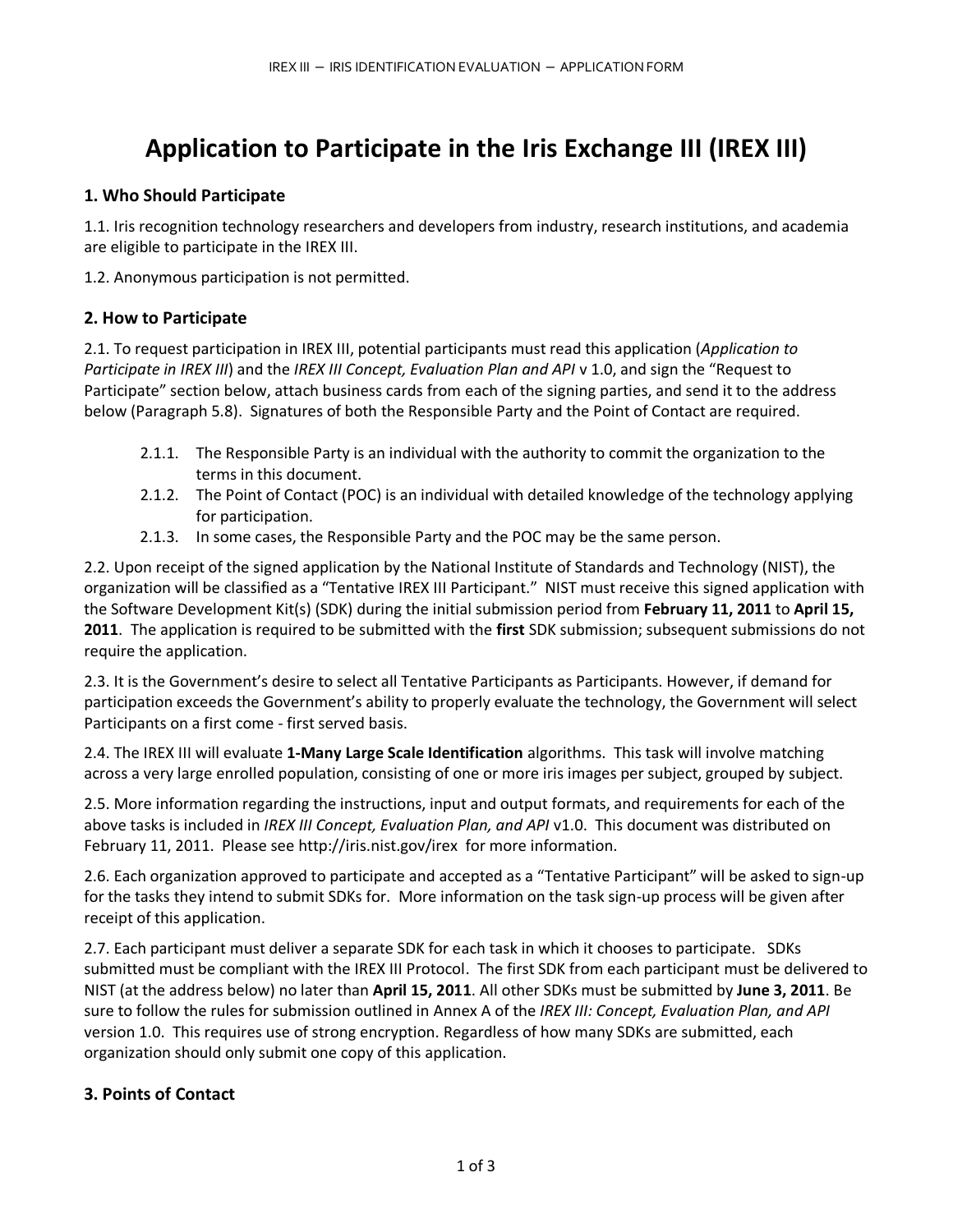# Application to Participate in the Iris Exchange III (IREX III)

## 1. Who Should Participate

1.1. Iris recognition technology researchers and developers from industry, research institutions, and academia are eligible to participate in the IREX III.

1.2. Anonymous participation is not permitted.

## 2. How to Participate

2.1. To request participation in IREX III, potential participants must read this application (*Application to Participate in IREX III*) and the *IREX III Concept, Evaluation Plan and API* v 1.0, and sign the "Request to Participate" section below, attach business cards from each of the signing parties, and send it to the address below (Paragraph 5.8). Signatures of both the Responsible Party and the Point of Contact are required.

- 2.1.1. The Responsible Party is an individual with the authority to commit the organization to the terms in this document.
- 2.1.2. The Point of Contact (POC) is an individual with detailed knowledge of the technology applying for participation.
- 2.1.3. In some cases, the Responsible Party and the POC may be the same person.

2.2. Upon receipt of the signed application by the National Institute of Standards and Technology (NIST), the organization will be classified as a "Tentative IREX III Participant." NIST must receive this signed application with the Software Development Kit(s) (SDK) during the initial submission period from **February 11, 2011** to **April 15, 2011**. The application is required to be submitted with the **first** SDK submission; subsequent submissions do not require the application.

2.3. It is the Government's desire to select all Tentative Participants as Participants. However, if demand for participation exceeds the Government's ability to properly evaluate the technology, the Government will select Participants on a first come - first served basis.

2.4. The IREX III will evaluate **1-Many Large Scale Identification** algorithms. This task will involve matching across a very large enrolled population, consisting of one or more iris images per subject, grouped by subject.

2.5. More information regarding the instructions, input and output formats, and requirements for each of the above tasks is included in *IREX III Concept, Evaluation Plan, and API* v1.0. This document was distributed on February 11, 2011. Please see http://iris.nist.gov/irex for more information.

2.6. Each organization approved to participate and accepted as a "Tentative Participant" will be asked to sign-up for the tasks they intend to submit SDKs for. More information on the task sign-up process will be given after receipt of this application.

2.7. Each participant must deliver a separate SDK for each task in which it chooses to participate. SDKs submitted must be compliant with the IREX III Protocol. The first SDK from each participant must be delivered to NIST (at the address below) no later than **April 15, 2011**. All other SDKs must be submitted by **June 3, 2011**. Be sure to follow the rules for submission outlined in Annex A of the *IREX III: Concept, Evaluation Plan, and API* version 1.0. This requires use of strong encryption. Regardless of how many SDKs are submitted, each organization should only submit one copy of this application.

## 3. Points of Contact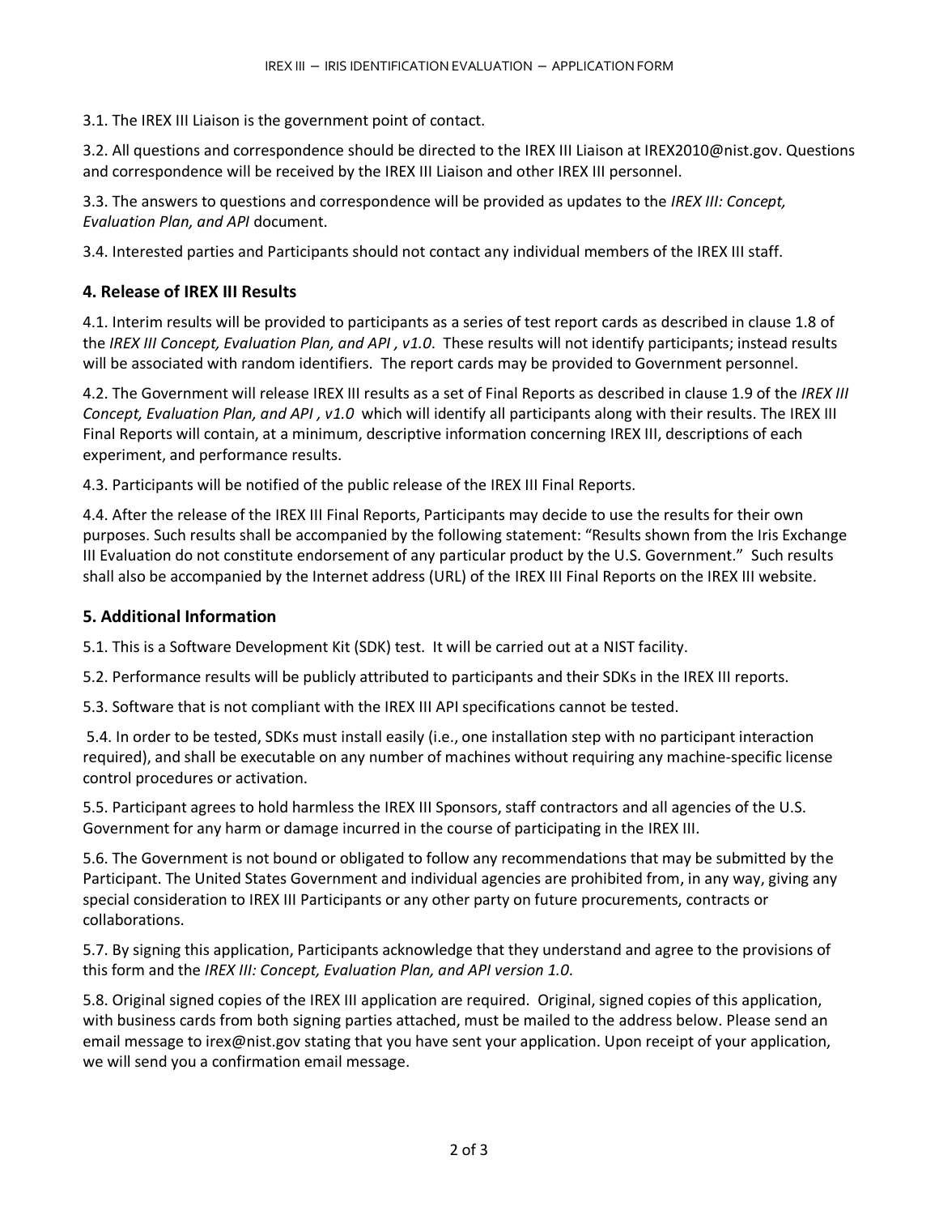3.1. The IREX III Liaison is the government point of contact.

3.2. All questions and correspondence should be directed to the IREX III Liaison at IREX2010@nist.gov. Questions and correspondence will be received by the IREX III Liaison and other IREX III personnel.

3.3. The answers to questions and correspondence will be provided as updates to the *IREX III: Concept, Evaluation Plan, and API* document.

3.4. Interested parties and Participants should not contact any individual members of the IREX III staff.

## 4. Release of IREX III Results

4.1. Interim results will be provided to participants as a series of test report cards as described in clause 1.8 of the *IREX III Concept, Evaluation Plan, and API , v1.0*. These results will not identify participants; instead results will be associated with random identifiers. The report cards may be provided to Government personnel.

4.2. The Government will release IREX III results as a set of Final Reports as described in clause 1.9 of the *IREX III Concept, Evaluation Plan, and API , v1.0* which will identify all participants along with their results. The IREX III Final Reports will contain, at a minimum, descriptive information concerning IREX III, descriptions of each experiment, and performance results.

4.3. Participants will be notified of the public release of the IREX III Final Reports.

4.4. After the release of the IREX III Final Reports, Participants may decide to use the results for their own purposes. Such results shall be accompanied by the following statement: "Results shown from the Iris Exchange III Evaluation do not constitute endorsement of any particular product by the U.S. Government." Such results shall also be accompanied by the Internet address (URL) of the IREX III Final Reports on the IREX III website.

## 5. Additional Information

5.1. This is a Software Development Kit (SDK) test. It will be carried out at a NIST facility.

5.2. Performance results will be publicly attributed to participants and their SDKs in the IREX III reports.

5.3. Software that is not compliant with the IREX III API specifications cannot be tested.

5.4. In order to be tested, SDKs must install easily (i.e., one installation step with no participant interaction required), and shall be executable on any number of machines without requiring any machine-specific license control procedures or activation.

5.5. Participant agrees to hold harmless the IREX III Sponsors, staff contractors and all agencies of the U.S. Government for any harm or damage incurred in the course of participating in the IREX III.

5.6. The Government is not bound or obligated to follow any recommendations that may be submitted by the Participant. The United States Government and individual agencies are prohibited from, in any way, giving any special consideration to IREX III Participants or any other party on future procurements, contracts or collaborations.

5.7. By signing this application, Participants acknowledge that they understand and agree to the provisions of this form and the *IREX III: Concept, Evaluation Plan, and API version 1.0*.

5.8. Original signed copies of the IREX III application are required. Original, signed copies of this application, with business cards from both signing parties attached, must be mailed to the address below. Please send an email message to irex@nist.gov stating that you have sent your application. Upon receipt of your application, we will send you a confirmation email message.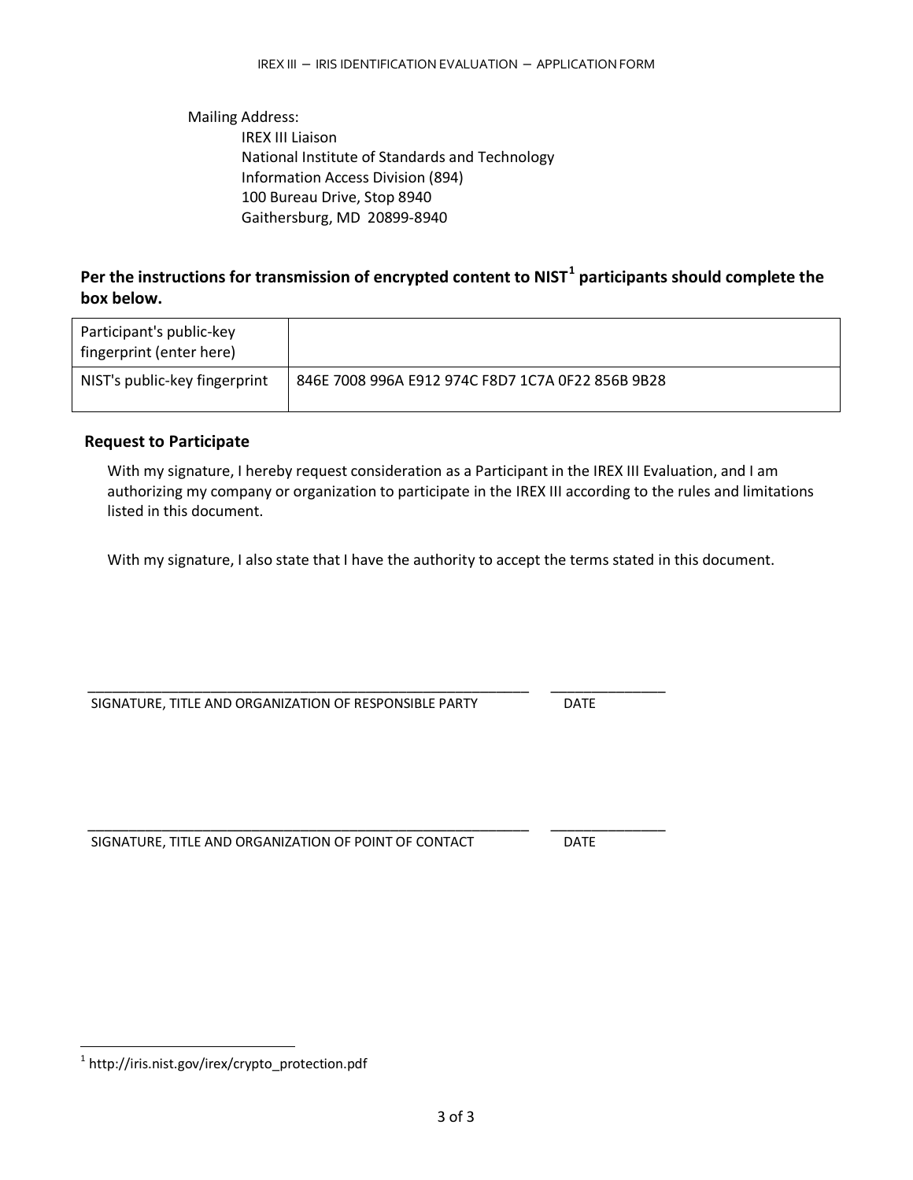Mailing Address:

IREX III Liaison
National Institute of Standards and Technology
Information Access Division (894)
100 Bureau Drive, Stop 8940
Gaithersburg, MD 20899-8940

**Per the instructions for transmission of encrypted content to NIST[1] participants should complete the box below.**

| | |
|---|---|
| Participant's public-key fingerprint (enter here) | |
| NIST's public-key fingerprint | 846E 7008 996A E912 974C F8D7 1C7A 0F22 856B 9B28 |

## Request to Participate

With my signature, I hereby request consideration as a Participant in the IREX III Evaluation, and I am authorizing my company or organization to participate in the IREX III according to the rules and limitations listed in this document.

With my signature, I also state that I have the authority to accept the terms stated in this document.

\_\_\_\_\_\_\_\_\_\_\_\_\_\_\_\_\_\_\_\_\_\_\_\_\_\_\_\_\_\_\_\_\_\_\_\_\_\_\_\_\_\_\_\_\_\_\_\_\_\_\_\_ \_\_\_\_\_\_\_\_\_\_\_\_\_\_\_

SIGNATURE, TITLE AND ORGANIZATION OF RESPONSIBLE PARTY DATE

\_\_\_\_\_\_\_\_\_\_\_\_\_\_\_\_\_\_\_\_\_\_\_\_\_\_\_\_\_\_\_\_\_\_\_\_\_\_\_\_\_\_\_\_\_\_\_\_\_\_\_\_ \_\_\_\_\_\_\_\_\_\_\_\_\_\_\_

SIGNATURE, TITLE AND ORGANIZATION OF POINT OF CONTACT DATE

[1] http://iris.nist.gov/irex/crypto_protection.pdf